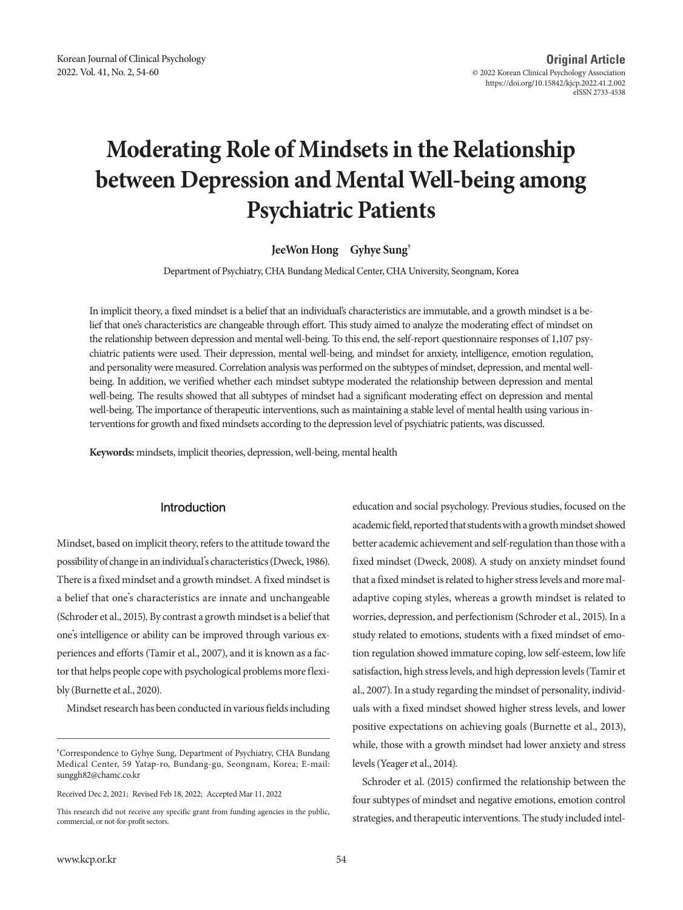Original Article

# Moderating Role of Mindsets in the Relationship between Depression and Mental Well-being among Psychiatric Patients

**JeeWon Hong   Gyhye Sung†**

Department of Psychiatry, CHA Bundang Medical Center, CHA University, Seongnam, Korea

In implicit theory, a fixed mindset is a belief that an individual's characteristics are immutable, and a growth mindset is a belief that one's characteristics are changeable through effort. This study aimed to analyze the moderating effect of mindset on the relationship between depression and mental well-being. To this end, the self-report questionnaire responses of 1,107 psychiatric patients were used. Their depression, mental well-being, and mindset for anxiety, intelligence, emotion regulation, and personality were measured. Correlation analysis was performed on the subtypes of mindset, depression, and mental well-being. In addition, we verified whether each mindset subtype moderated the relationship between depression and mental well-being. The results showed that all subtypes of mindset had a significant moderating effect on depression and mental well-being. The importance of therapeutic interventions, such as maintaining a stable level of mental health using various interventions for growth and fixed mindsets according to the depression level of psychiatric patients, was discussed.

**Keywords:** mindsets, implicit theories, depression, well-being, mental health

## Introduction

Mindset, based on implicit theory, refers to the attitude toward the possibility of change in an individual's characteristics (Dweck, 1986). There is a fixed mindset and a growth mindset. A fixed mindset is a belief that one's characteristics are innate and unchangeable (Schroder et al., 2015). By contrast a growth mindset is a belief that one's intelligence or ability can be improved through various experiences and efforts (Tamir et al., 2007), and it is known as a factor that helps people cope with psychological problems more flexibly (Burnette et al., 2020).

Mindset research has been conducted in various fields including education and social psychology. Previous studies, focused on the academic field, reported that students with a growth mindset showed better academic achievement and self-regulation than those with a fixed mindset (Dweck, 2008). A study on anxiety mindset found that a fixed mindset is related to higher stress levels and more maladaptive coping styles, whereas a growth mindset is related to worries, depression, and perfectionism (Schroder et al., 2015). In a study related to emotions, students with a fixed mindset of emotion regulation showed immature coping, low self-esteem, low life satisfaction, high stress levels, and high depression levels (Tamir et al., 2007). In a study regarding the mindset of personality, individuals with a fixed mindset showed higher stress levels, and lower positive expectations on achieving goals (Burnette et al., 2013), while, those with a growth mindset had lower anxiety and stress levels (Yeager et al., 2014).

Schroder et al. (2015) confirmed the relationship between the four subtypes of mindset and negative emotions, emotion control strategies, and therapeutic interventions. The study included intel-

†Correspondence to Gyhye Sung, Department of Psychiatry, CHA Bundang Medical Center, 59 Yatap-ro, Bundang-gu, Seongnam, Korea; E-mail: sunggh82@chamc.co.kr

Received Dec 2, 2021; Revised Feb 18, 2022; Accepted Mar 11, 2022

This research did not receive any specific grant from funding agencies in the public, commercial, or not-for-profit sectors.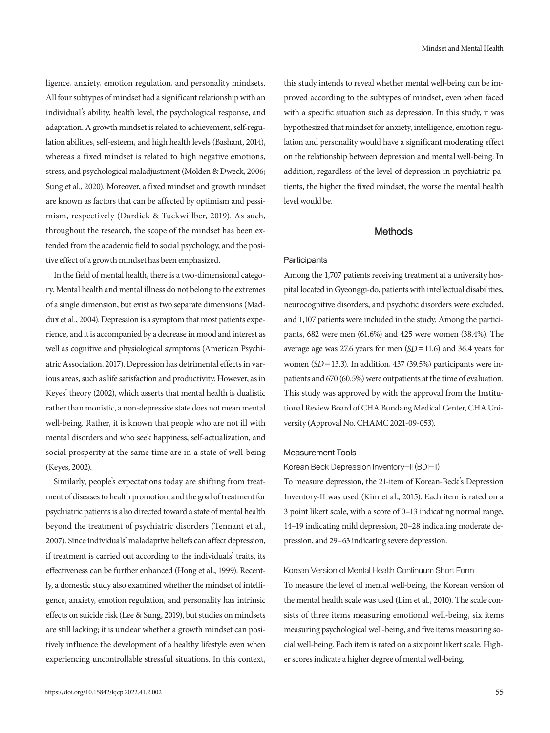ligence, anxiety, emotion regulation, and personality mindsets. All four subtypes of mindset had a significant relationship with an individual's ability, health level, the psychological response, and adaptation. A growth mindset is related to achievement, self-regulation abilities, self-esteem, and high health levels (Bashant, 2014), whereas a fixed mindset is related to high negative emotions, stress, and psychological maladjustment (Molden & Dweck, 2006; Sung et al., 2020). Moreover, a fixed mindset and growth mindset are known as factors that can be affected by optimism and pessimism, respectively (Dardick & Tuckwillber, 2019). As such, throughout the research, the scope of the mindset has been extended from the academic field to social psychology, and the positive effect of a growth mindset has been emphasized.

In the field of mental health, there is a two-dimensional category. Mental health and mental illness do not belong to the extremes of a single dimension, but exist as two separate dimensions (Maddux et al., 2004). Depression is a symptom that most patients experience, and it is accompanied by a decrease in mood and interest as well as cognitive and physiological symptoms (American Psychiatric Association, 2017). Depression has detrimental effects in various areas, such as life satisfaction and productivity. However, as in Keyes' theory (2002), which asserts that mental health is dualistic rather than monistic, a non-depressive state does not mean mental well-being. Rather, it is known that people who are not ill with mental disorders and who seek happiness, self-actualization, and social prosperity at the same time are in a state of well-being (Keyes, 2002).

Similarly, people's expectations today are shifting from treatment of diseases to health promotion, and the goal of treatment for psychiatric patients is also directed toward a state of mental health beyond the treatment of psychiatric disorders (Tennant et al., 2007). Since individuals' maladaptive beliefs can affect depression, if treatment is carried out according to the individuals' traits, its effectiveness can be further enhanced (Hong et al., 1999). Recently, a domestic study also examined whether the mindset of intelligence, anxiety, emotion regulation, and personality has intrinsic effects on suicide risk (Lee & Sung, 2019), but studies on mindsets are still lacking; it is unclear whether a growth mindset can positively influence the development of a healthy lifestyle even when experiencing uncontrollable stressful situations. In this context, this study intends to reveal whether mental well-being can be improved according to the subtypes of mindset, even when faced with a specific situation such as depression. In this study, it was hypothesized that mindset for anxiety, intelligence, emotion regulation and personality would have a significant moderating effect on the relationship between depression and mental well-being. In addition, regardless of the level of depression in psychiatric patients, the higher the fixed mindset, the worse the mental health level would be.

## Methods

### Participants

Among the 1,707 patients receiving treatment at a university hospital located in Gyeonggi-do, patients with intellectual disabilities, neurocognitive disorders, and psychotic disorders were excluded, and 1,107 patients were included in the study. Among the participants, 682 were men (61.6%) and 425 were women (38.4%). The average age was 27.6 years for men (*SD* = 11.6) and 36.4 years for women (*SD* = 13.3). In addition, 437 (39.5%) participants were inpatients and 670 (60.5%) were outpatients at the time of evaluation. This study was approved by with the approval from the Institutional Review Board of CHA Bundang Medical Center, CHA University (Approval No. CHAMC 2021-09-053).

### Measurement Tools

#### Korean Beck Depression Inventory–II (BDI–II)

To measure depression, the 21-item of Korean-Beck's Depression Inventory-II was used (Kim et al., 2015). Each item is rated on a 3 point likert scale, with a score of 0–13 indicating normal range, 14–19 indicating mild depression, 20–28 indicating moderate depression, and 29–63 indicating severe depression.

#### Korean Version of Mental Health Continuum Short Form

To measure the level of mental well-being, the Korean version of the mental health scale was used (Lim et al., 2010). The scale consists of three items measuring emotional well-being, six items measuring psychological well-being, and five items measuring social well-being. Each item is rated on a six point likert scale. Higher scores indicate a higher degree of mental well-being.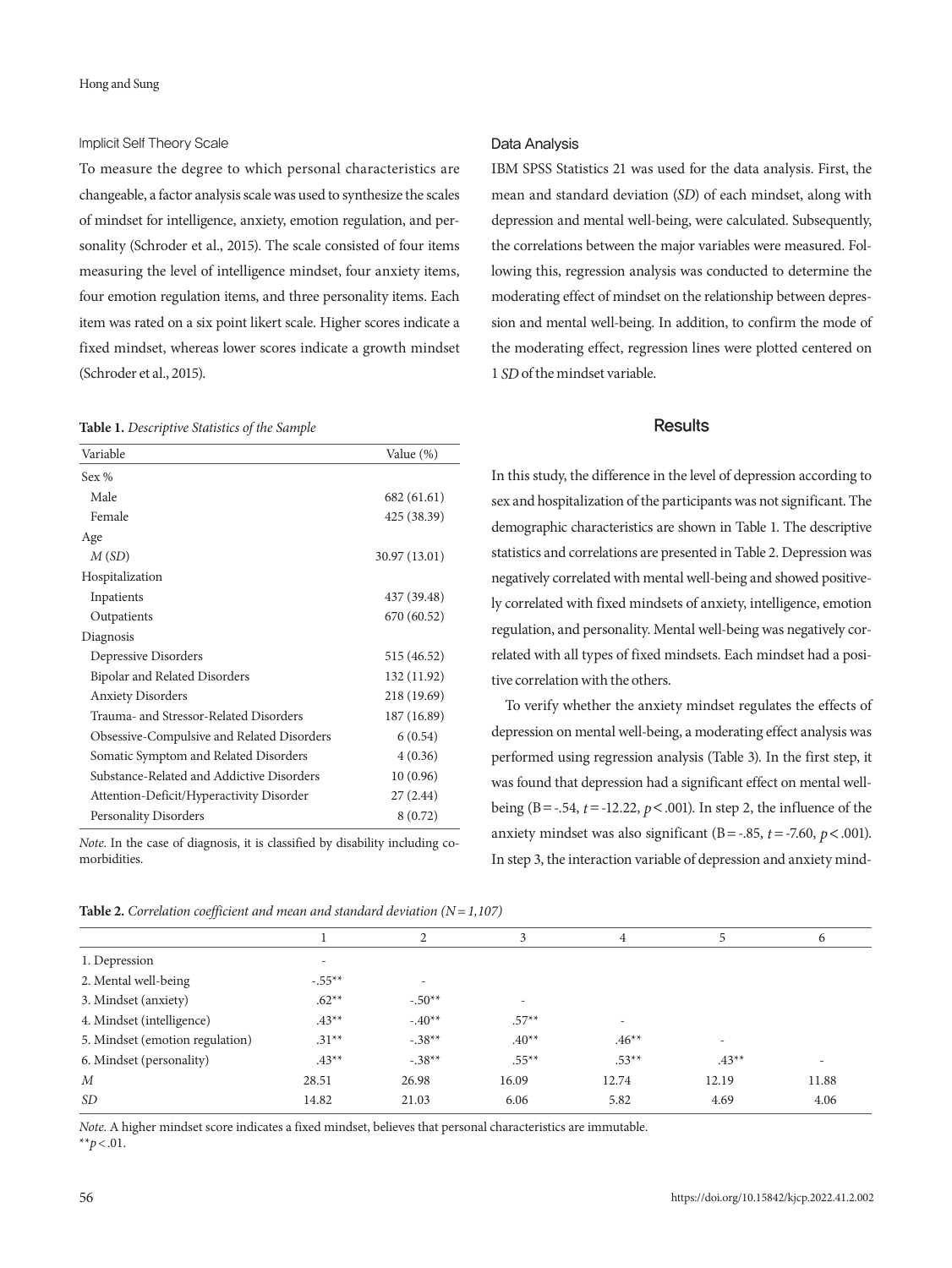### Implicit Self Theory Scale

To measure the degree to which personal characteristics are changeable, a factor analysis scale was used to synthesize the scales of mindset for intelligence, anxiety, emotion regulation, and personality (Schroder et al., 2015). The scale consisted of four items measuring the level of intelligence mindset, four anxiety items, four emotion regulation items, and three personality items. Each item was rated on a six point likert scale. Higher scores indicate a fixed mindset, whereas lower scores indicate a growth mindset (Schroder et al., 2015).

**Table 1.** *Descriptive Statistics of the Sample*

| Variable | Value (%) |
|---|---|
| Sex % | |
| Male | 682 (61.61) |
| Female | 425 (38.39) |
| Age | |
| *M* (*SD*) | 30.97 (13.01) |
| Hospitalization | |
| Inpatients | 437 (39.48) |
| Outpatients | 670 (60.52) |
| Diagnosis | |
| Depressive Disorders | 515 (46.52) |
| Bipolar and Related Disorders | 132 (11.92) |
| Anxiety Disorders | 218 (19.69) |
| Trauma- and Stressor-Related Disorders | 187 (16.89) |
| Obsessive-Compulsive and Related Disorders | 6 (0.54) |
| Somatic Symptom and Related Disorders | 4 (0.36) |
| Substance-Related and Addictive Disorders | 10 (0.96) |
| Attention-Deficit/Hyperactivity Disorder | 27 (2.44) |
| Personality Disorders | 8 (0.72) |

*Note.* In the case of diagnosis, it is classified by disability including comorbidities.

### Data Analysis

IBM SPSS Statistics 21 was used for the data analysis. First, the mean and standard deviation (*SD*) of each mindset, along with depression and mental well-being, were calculated. Subsequently, the correlations between the major variables were measured. Following this, regression analysis was conducted to determine the moderating effect of mindset on the relationship between depression and mental well-being. In addition, to confirm the mode of the moderating effect, regression lines were plotted centered on 1 *SD* of the mindset variable.

## Results

In this study, the difference in the level of depression according to sex and hospitalization of the participants was not significant. The demographic characteristics are shown in Table 1. The descriptive statistics and correlations are presented in Table 2. Depression was negatively correlated with mental well-being and showed positively correlated with fixed mindsets of anxiety, intelligence, emotion regulation, and personality. Mental well-being was negatively correlated with all types of fixed mindsets. Each mindset had a positive correlation with the others.

To verify whether the anxiety mindset regulates the effects of depression on mental well-being, a moderating effect analysis was performed using regression analysis (Table 3). In the first step, it was found that depression had a significant effect on mental well-being (B = -.54, $t$ = -12.22, $p < .001$). In step 2, the influence of the anxiety mindset was also significant (B = -.85, $t$ = -7.60, $p < .001$). In step 3, the interaction variable of depression and anxiety mind-

**Table 2.** *Correlation coefficient and mean and standard deviation (N = 1,107)*

| | 1 | 2 | 3 | 4 | 5 | 6 |
|---|---|---|---|---|---|---|
| 1. Depression | - | | | | | |
| 2. Mental well-being | -.55** | - | | | | |
| 3. Mindset (anxiety) | .62** | -.50** | - | | | |
| 4. Mindset (intelligence) | .43** | -.40** | .57** | - | | |
| 5. Mindset (emotion regulation) | .31** | -.38** | .40** | .46** | - | |
| 6. Mindset (personality) | .43** | -.38** | .55** | .53** | .43** | - |
| *M* | 28.51 | 26.98 | 16.09 | 12.74 | 12.19 | 11.88 |
| *SD* | 14.82 | 21.03 | 6.06 | 5.82 | 4.69 | 4.06 |

*Note.* A higher mindset score indicates a fixed mindset, believes that personal characteristics are immutable.
**$p < .01$.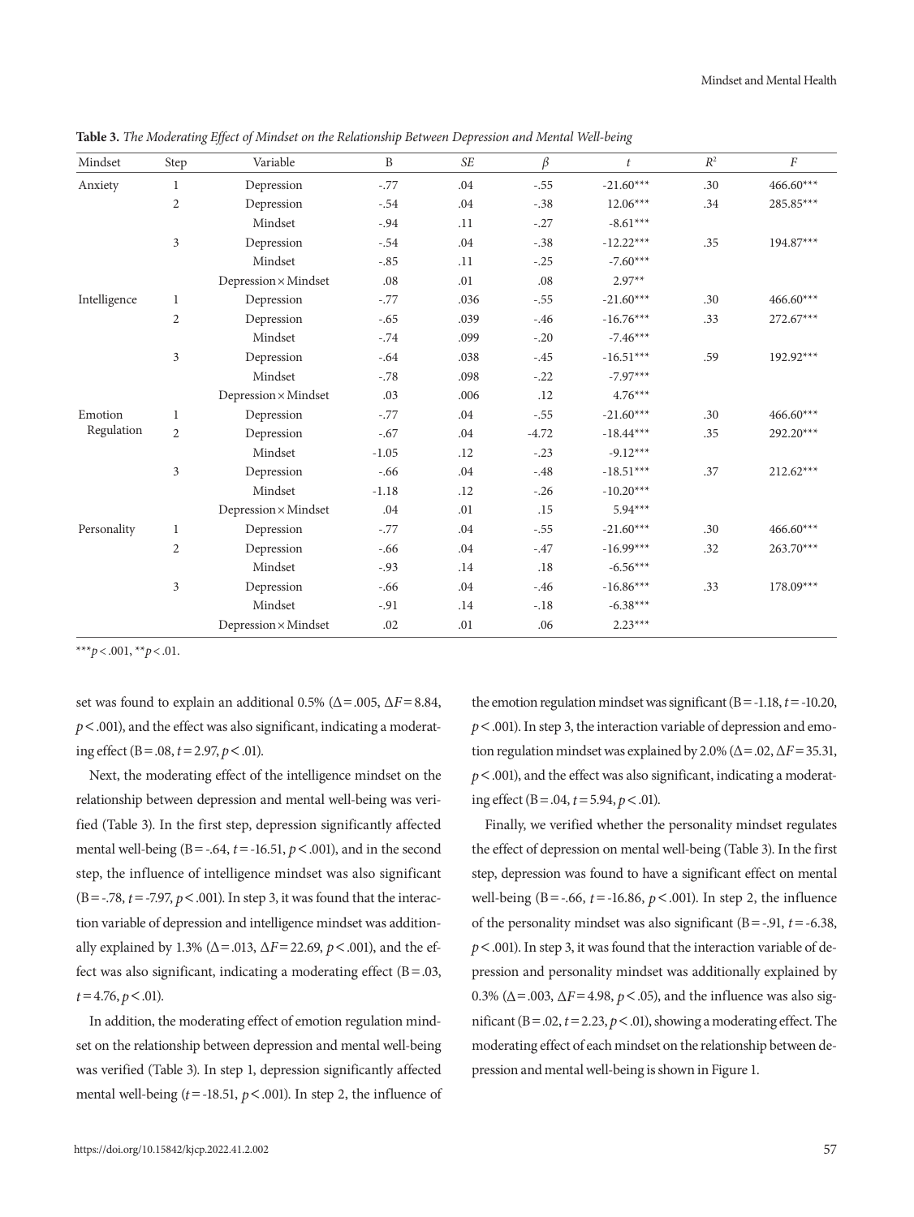**Table 3.** *The Moderating Effect of Mindset on the Relationship Between Depression and Mental Well-being*

| Mindset | Step | Variable | B | *SE* | *β* | *t* | $R^2$ | *F* |
|---|---|---|---|---|---|---|---|---|
| Anxiety | 1 | Depression | -.77 | .04 | -.55 | -21.60*** | .30 | 466.60*** |
| | 2 | Depression | -.54 | .04 | -.38 | 12.06*** | .34 | 285.85*** |
| | | Mindset | -.94 | .11 | -.27 | -8.61*** | | |
| | 3 | Depression | -.54 | .04 | -.38 | -12.22*** | .35 | 194.87*** |
| | | Mindset | -.85 | .11 | -.25 | -7.60*** | | |
| | | Depression × Mindset | .08 | .01 | .08 | 2.97** | | |
| Intelligence | 1 | Depression | -.77 | .036 | -.55 | -21.60*** | .30 | 466.60*** |
| | 2 | Depression | -.65 | .039 | -.46 | -16.76*** | .33 | 272.67*** |
| | | Mindset | -.74 | .099 | -.20 | -7.46*** | | |
| | 3 | Depression | -.64 | .038 | -.45 | -16.51*** | .59 | 192.92*** |
| | | Mindset | -.78 | .098 | -.22 | -7.97*** | | |
| | | Depression × Mindset | .03 | .006 | .12 | 4.76*** | | |
| Emotion Regulation | 1 | Depression | -.77 | .04 | -.55 | -21.60*** | .30 | 466.60*** |
| | 2 | Depression | -.67 | .04 | -4.72 | -18.44*** | .35 | 292.20*** |
| | | Mindset | -1.05 | .12 | -.23 | -9.12*** | | |
| | 3 | Depression | -.66 | .04 | -.48 | -18.51*** | .37 | 212.62*** |
| | | Mindset | -1.18 | .12 | -.26 | -10.20*** | | |
| | | Depression × Mindset | .04 | .01 | .15 | 5.94*** | | |
| Personality | 1 | Depression | -.77 | .04 | -.55 | -21.60*** | .30 | 466.60*** |
| | 2 | Depression | -.66 | .04 | -.47 | -16.99*** | .32 | 263.70*** |
| | | Mindset | -.93 | .14 | .18 | -6.56*** | | |
| | 3 | Depression | -.66 | .04 | -.46 | -16.86*** | .33 | 178.09*** |
| | | Mindset | -.91 | .14 | -.18 | -6.38*** | | |
| | | Depression × Mindset | .02 | .01 | .06 | 2.23*** | | |

***$p < .001$, **$p < .01$.

set was found to explain an additional 0.5% ($\Delta = .005$, $\Delta F = 8.84$, $p < .001$), and the effect was also significant, indicating a moderating effect (B = .08, $t = 2.97$, $p < .01$).

Next, the moderating effect of the intelligence mindset on the relationship between depression and mental well-being was verified (Table 3). In the first step, depression significantly affected mental well-being (B = -.64, $t = -16.51$, $p < .001$), and in the second step, the influence of intelligence mindset was also significant (B = -.78, $t = -7.97$, $p < .001$). In step 3, it was found that the interaction variable of depression and intelligence mindset was additionally explained by 1.3% ($\Delta = .013$, $\Delta F = 22.69$, $p < .001$), and the effect was also significant, indicating a moderating effect (B = .03, $t = 4.76$, $p < .01$).

In addition, the moderating effect of emotion regulation mindset on the relationship between depression and mental well-being was verified (Table 3). In step 1, depression significantly affected mental well-being ($t = -18.51$, $p < .001$). In step 2, the influence of the emotion regulation mindset was significant (B = -1.18, $t = -10.20$, $p < .001$). In step 3, the interaction variable of depression and emotion regulation mindset was explained by 2.0% ($\Delta = .02$, $\Delta F = 35.31$, $p < .001$), and the effect was also significant, indicating a moderating effect (B = .04, $t = 5.94$, $p < .01$).

Finally, we verified whether the personality mindset regulates the effect of depression on mental well-being (Table 3). In the first step, depression was found to have a significant effect on mental well-being (B = -.66, $t = -16.86$, $p < .001$). In step 2, the influence of the personality mindset was also significant (B = -.91, $t = -6.38$, $p < .001$). In step 3, it was found that the interaction variable of depression and personality mindset was additionally explained by 0.3% ($\Delta = .003$, $\Delta F = 4.98$, $p < .05$), and the influence was also significant (B = .02, $t = 2.23$, $p < .01$), showing a moderating effect. The moderating effect of each mindset on the relationship between depression and mental well-being is shown in Figure 1.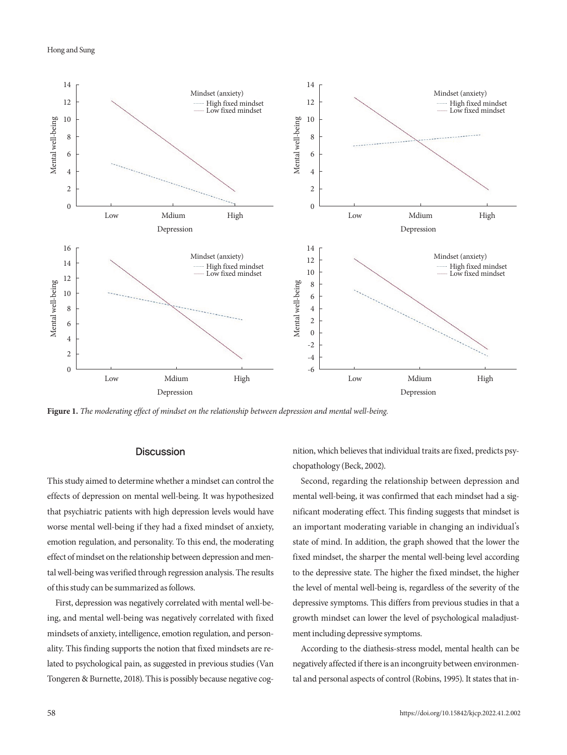Figure 1. *The moderating effect of mindset on the relationship between depression and mental well-being.*

## Discussion

This study aimed to determine whether a mindset can control the effects of depression on mental well-being. It was hypothesized that psychiatric patients with high depression levels would have worse mental well-being if they had a fixed mindset of anxiety, emotion regulation, and personality. To this end, the moderating effect of mindset on the relationship between depression and mental well-being was verified through regression analysis. The results of this study can be summarized as follows.

First, depression was negatively correlated with mental well-being, and mental well-being was negatively correlated with fixed mindsets of anxiety, intelligence, emotion regulation, and personality. This finding supports the notion that fixed mindsets are related to psychological pain, as suggested in previous studies (Van Tongeren & Burnette, 2018). This is possibly because negative cognition, which believes that individual traits are fixed, predicts psychopathology (Beck, 2002).

Second, regarding the relationship between depression and mental well-being, it was confirmed that each mindset had a significant moderating effect. This finding suggests that mindset is an important moderating variable in changing an individual's state of mind. In addition, the graph showed that the lower the fixed mindset, the sharper the mental well-being level according to the depressive state. The higher the fixed mindset, the higher the level of mental well-being is, regardless of the severity of the depressive symptoms. This differs from previous studies in that a growth mindset can lower the level of psychological maladjustment including depressive symptoms.

According to the diathesis-stress model, mental health can be negatively affected if there is an incongruity between environmental and personal aspects of control (Robins, 1995). It states that in-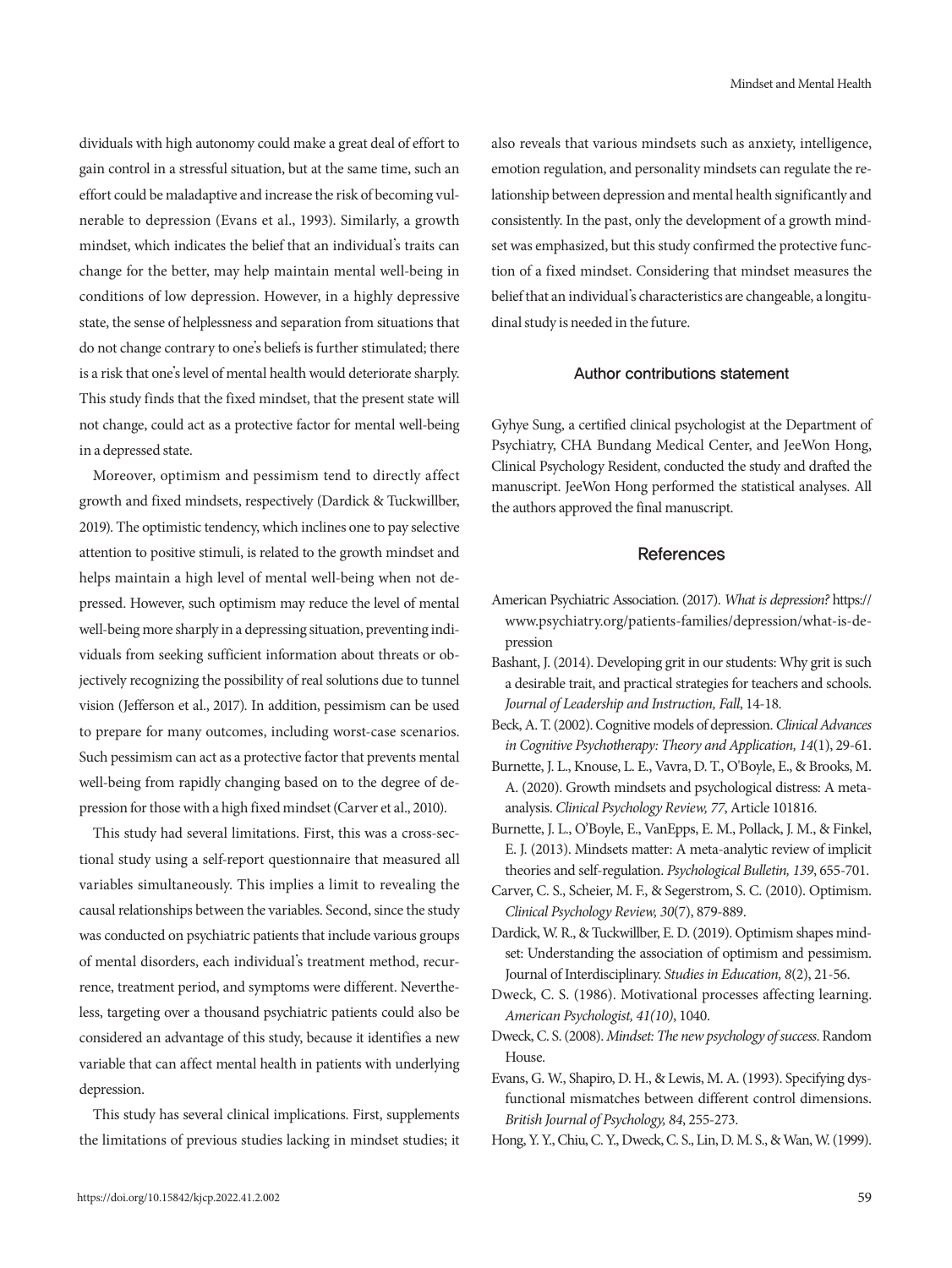dividuals with high autonomy could make a great deal of effort to gain control in a stressful situation, but at the same time, such an effort could be maladaptive and increase the risk of becoming vulnerable to depression (Evans et al., 1993). Similarly, a growth mindset, which indicates the belief that an individual's traits can change for the better, may help maintain mental well-being in conditions of low depression. However, in a highly depressive state, the sense of helplessness and separation from situations that do not change contrary to one's beliefs is further stimulated; there is a risk that one's level of mental health would deteriorate sharply. This study finds that the fixed mindset, that the present state will not change, could act as a protective factor for mental well-being in a depressed state.

Moreover, optimism and pessimism tend to directly affect growth and fixed mindsets, respectively (Dardick & Tuckwillber, 2019). The optimistic tendency, which inclines one to pay selective attention to positive stimuli, is related to the growth mindset and helps maintain a high level of mental well-being when not depressed. However, such optimism may reduce the level of mental well-being more sharply in a depressing situation, preventing individuals from seeking sufficient information about threats or objectively recognizing the possibility of real solutions due to tunnel vision (Jefferson et al., 2017). In addition, pessimism can be used to prepare for many outcomes, including worst-case scenarios. Such pessimism can act as a protective factor that prevents mental well-being from rapidly changing based on to the degree of depression for those with a high fixed mindset (Carver et al., 2010).

This study had several limitations. First, this was a cross-sectional study using a self-report questionnaire that measured all variables simultaneously. This implies a limit to revealing the causal relationships between the variables. Second, since the study was conducted on psychiatric patients that include various groups of mental disorders, each individual's treatment method, recurrence, treatment period, and symptoms were different. Nevertheless, targeting over a thousand psychiatric patients could also be considered an advantage of this study, because it identifies a new variable that can affect mental health in patients with underlying depression.

This study has several clinical implications. First, supplements the limitations of previous studies lacking in mindset studies; it also reveals that various mindsets such as anxiety, intelligence, emotion regulation, and personality mindsets can regulate the relationship between depression and mental health significantly and consistently. In the past, only the development of a growth mindset was emphasized, but this study confirmed the protective function of a fixed mindset. Considering that mindset measures the belief that an individual's characteristics are changeable, a longitudinal study is needed in the future.

## Author contributions statement

Gyhye Sung, a certified clinical psychologist at the Department of Psychiatry, CHA Bundang Medical Center, and JeeWon Hong, Clinical Psychology Resident, conducted the study and drafted the manuscript. JeeWon Hong performed the statistical analyses. All the authors approved the final manuscript.

## References

American Psychiatric Association. (2017). *What is depression?* https://www.psychiatry.org/patients-families/depression/what-is-depression

Bashant, J. (2014). Developing grit in our students: Why grit is such a desirable trait, and practical strategies for teachers and schools. *Journal of Leadership and Instruction, Fall*, 14-18.

Beck, A. T. (2002). Cognitive models of depression. *Clinical Advances in Cognitive Psychotherapy: Theory and Application, 14*(1), 29-61.

Burnette, J. L., Knouse, L. E., Vavra, D. T., O'Boyle, E., & Brooks, M. A. (2020). Growth mindsets and psychological distress: A meta-analysis. *Clinical Psychology Review, 77*, Article 101816.

Burnette, J. L., O'Boyle, E., VanEpps, E. M., Pollack, J. M., & Finkel, E. J. (2013). Mindsets matter: A meta-analytic review of implicit theories and self-regulation. *Psychological Bulletin, 139*, 655-701.

Carver, C. S., Scheier, M. F., & Segerstrom, S. C. (2010). Optimism. *Clinical Psychology Review, 30*(7), 879-889.

Dardick, W. R., & Tuckwillber, E. D. (2019). Optimism shapes mindset: Understanding the association of optimism and pessimism. Journal of Interdisciplinary. *Studies in Education, 8*(2), 21-56.

Dweck, C. S. (1986). Motivational processes affecting learning. *American Psychologist, 41(10)*, 1040.

Dweck, C. S. (2008). *Mindset: The new psychology of success*. Random House.

Evans, G. W., Shapiro, D. H., & Lewis, M. A. (1993). Specifying dysfunctional mismatches between different control dimensions. *British Journal of Psychology, 84*, 255-273.

Hong, Y. Y., Chiu, C. Y., Dweck, C. S., Lin, D. M. S., & Wan, W. (1999).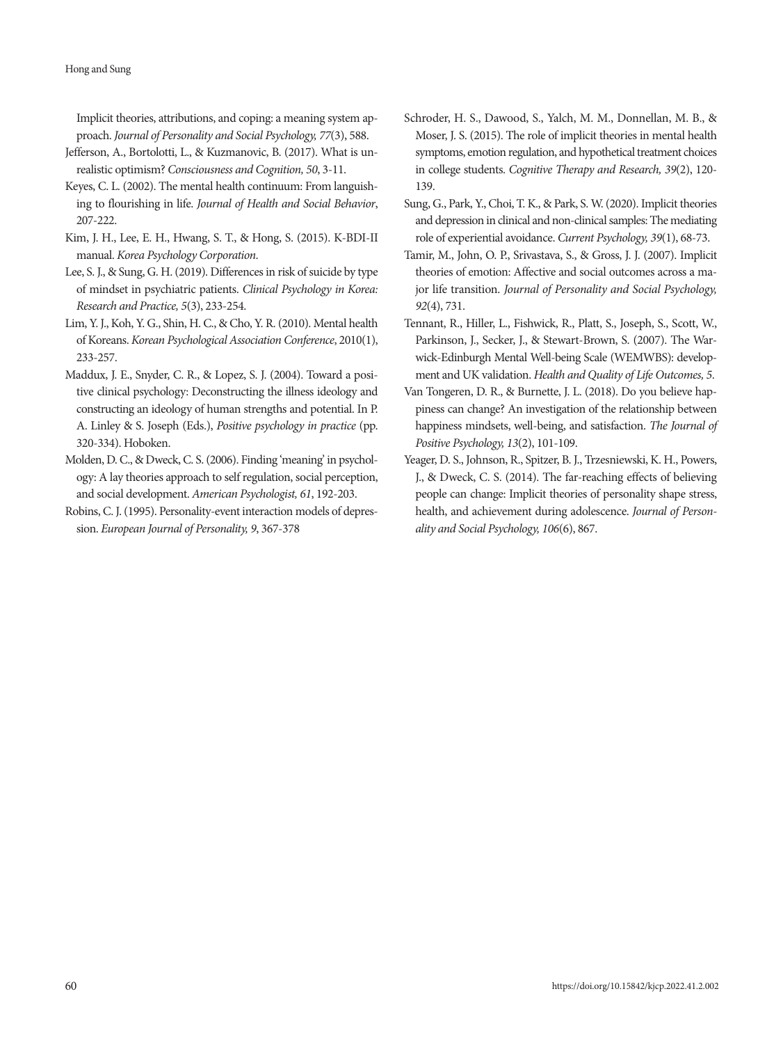Implicit theories, attributions, and coping: a meaning system approach. *Journal of Personality and Social Psychology, 77*(3), 588.

Jefferson, A., Bortolotti, L., & Kuzmanovic, B. (2017). What is unrealistic optimism? *Consciousness and Cognition, 50*, 3-11.

Keyes, C. L. (2002). The mental health continuum: From languishing to flourishing in life. *Journal of Health and Social Behavior*, 207-222.

Kim, J. H., Lee, E. H., Hwang, S. T., & Hong, S. (2015). K-BDI-II manual. *Korea Psychology Corporation*.

Lee, S. J., & Sung, G. H. (2019). Differences in risk of suicide by type of mindset in psychiatric patients. *Clinical Psychology in Korea: Research and Practice, 5*(3), 233-254.

Lim, Y. J., Koh, Y. G., Shin, H. C., & Cho, Y. R. (2010). Mental health of Koreans. *Korean Psychological Association Conference*, 2010(1), 233-257.

Maddux, J. E., Snyder, C. R., & Lopez, S. J. (2004). Toward a positive clinical psychology: Deconstructing the illness ideology and constructing an ideology of human strengths and potential. In P. A. Linley & S. Joseph (Eds.), *Positive psychology in practice* (pp. 320-334). Hoboken.

Molden, D. C., & Dweck, C. S. (2006). Finding 'meaning' in psychology: A lay theories approach to self regulation, social perception, and social development. *American Psychologist, 61*, 192-203.

Robins, C. J. (1995). Personality-event interaction models of depression. *European Journal of Personality, 9*, 367-378

Schroder, H. S., Dawood, S., Yalch, M. M., Donnellan, M. B., & Moser, J. S. (2015). The role of implicit theories in mental health symptoms, emotion regulation, and hypothetical treatment choices in college students. *Cognitive Therapy and Research, 39*(2), 120-139.

Sung, G., Park, Y., Choi, T. K., & Park, S. W. (2020). Implicit theories and depression in clinical and non-clinical samples: The mediating role of experiential avoidance. *Current Psychology, 39*(1), 68-73.

Tamir, M., John, O. P., Srivastava, S., & Gross, J. J. (2007). Implicit theories of emotion: Affective and social outcomes across a major life transition. *Journal of Personality and Social Psychology, 92*(4), 731.

Tennant, R., Hiller, L., Fishwick, R., Platt, S., Joseph, S., Scott, W., Parkinson, J., Secker, J., & Stewart-Brown, S. (2007). The Warwick-Edinburgh Mental Well-being Scale (WEMWBS): development and UK validation. *Health and Quality of Life Outcomes, 5*.

Van Tongeren, D. R., & Burnette, J. L. (2018). Do you believe happiness can change? An investigation of the relationship between happiness mindsets, well-being, and satisfaction. *The Journal of Positive Psychology, 13*(2), 101-109.

Yeager, D. S., Johnson, R., Spitzer, B. J., Trzesniewski, K. H., Powers, J., & Dweck, C. S. (2014). The far-reaching effects of believing people can change: Implicit theories of personality shape stress, health, and achievement during adolescence. *Journal of Personality and Social Psychology, 106*(6), 867.